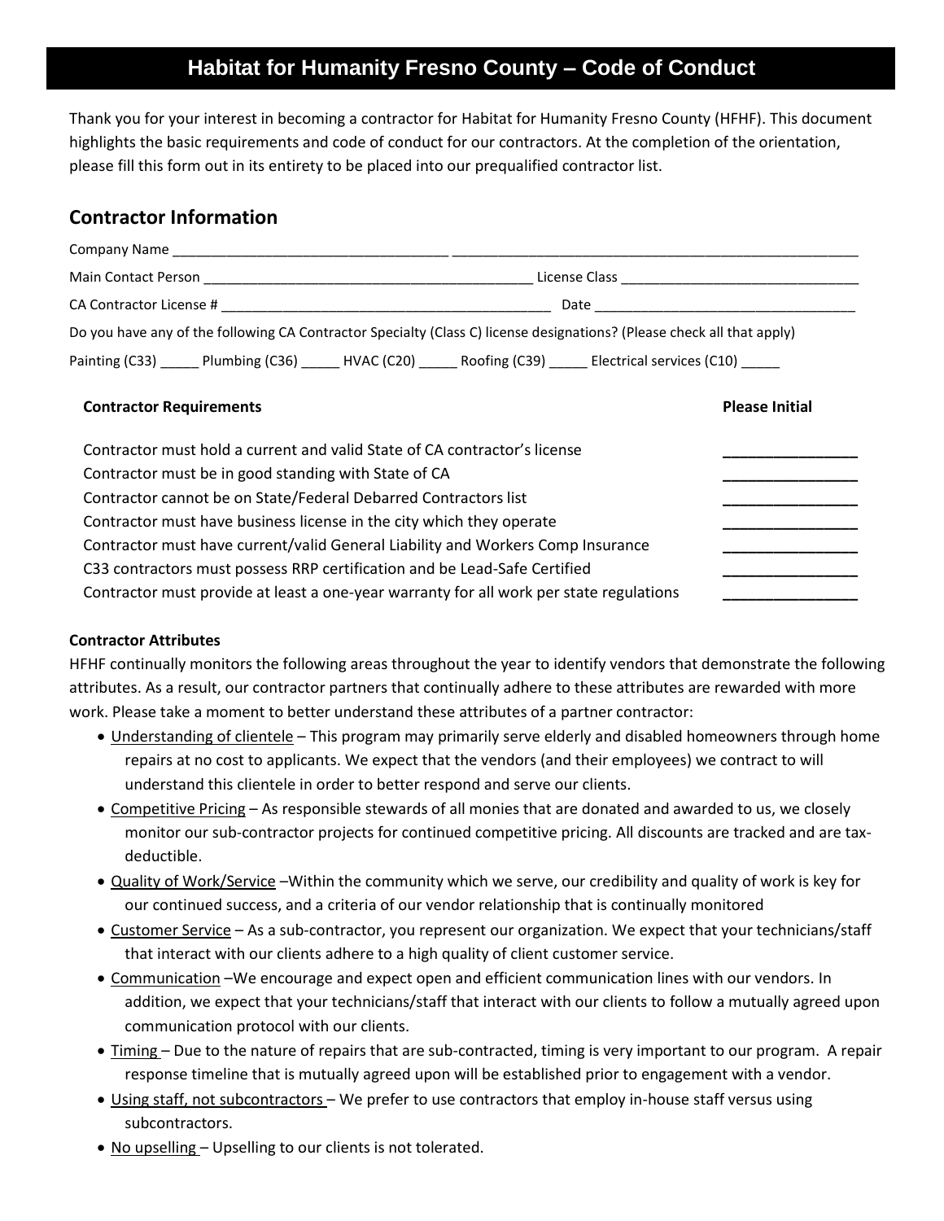# Habitat for Humanity Fresno County – Code of Conduct

Thank you for your interest in becoming a contractor for Habitat for Humanity Fresno County (HFHF). This document highlights the basic requirements and code of conduct for our contractors. At the completion of the orientation, please fill this form out in its entirety to be placed into our prequalified contractor list.

## Contractor Information

Company Name ___________________________________ ___________________________________________________

Main Contact Person ___________________________________________ License Class ______________________________

CA Contractor License # ___________________________________________ Date __________________________________

Do you have any of the following CA Contractor Specialty (Class C) license designations? (Please check all that apply)

Painting (C33) _____ Plumbing (C36) _____ HVAC (C20) _____ Roofing (C39) _____ Electrical services (C10) _____

| **Contractor Requirements** | **Please Initial** |
| --- | --- |
| Contractor must hold a current and valid State of CA contractor's license | ________________ |
| Contractor must be in good standing with State of CA | ________________ |
| Contractor cannot be on State/Federal Debarred Contractors list | ________________ |
| Contractor must have business license in the city which they operate | ________________ |
| Contractor must have current/valid General Liability and Workers Comp Insurance | ________________ |
| C33 contractors must possess RRP certification and be Lead-Safe Certified | ________________ |
| Contractor must provide at least a one-year warranty for all work per state regulations | ________________ |

**Contractor Attributes**

HFHF continually monitors the following areas throughout the year to identify vendors that demonstrate the following attributes. As a result, our contractor partners that continually adhere to these attributes are rewarded with more work. Please take a moment to better understand these attributes of a partner contractor:

- Understanding of clientele – This program may primarily serve elderly and disabled homeowners through home repairs at no cost to applicants. We expect that the vendors (and their employees) we contract to will understand this clientele in order to better respond and serve our clients.
- Competitive Pricing – As responsible stewards of all monies that are donated and awarded to us, we closely monitor our sub-contractor projects for continued competitive pricing. All discounts are tracked and are tax-deductible.
- Quality of Work/Service –Within the community which we serve, our credibility and quality of work is key for our continued success, and a criteria of our vendor relationship that is continually monitored
- Customer Service – As a sub-contractor, you represent our organization. We expect that your technicians/staff that interact with our clients adhere to a high quality of client customer service.
- Communication –We encourage and expect open and efficient communication lines with our vendors. In addition, we expect that your technicians/staff that interact with our clients to follow a mutually agreed upon communication protocol with our clients.
- Timing – Due to the nature of repairs that are sub-contracted, timing is very important to our program. A repair response timeline that is mutually agreed upon will be established prior to engagement with a vendor.
- Using staff, not subcontractors – We prefer to use contractors that employ in-house staff versus using subcontractors.
- No upselling – Upselling to our clients is not tolerated.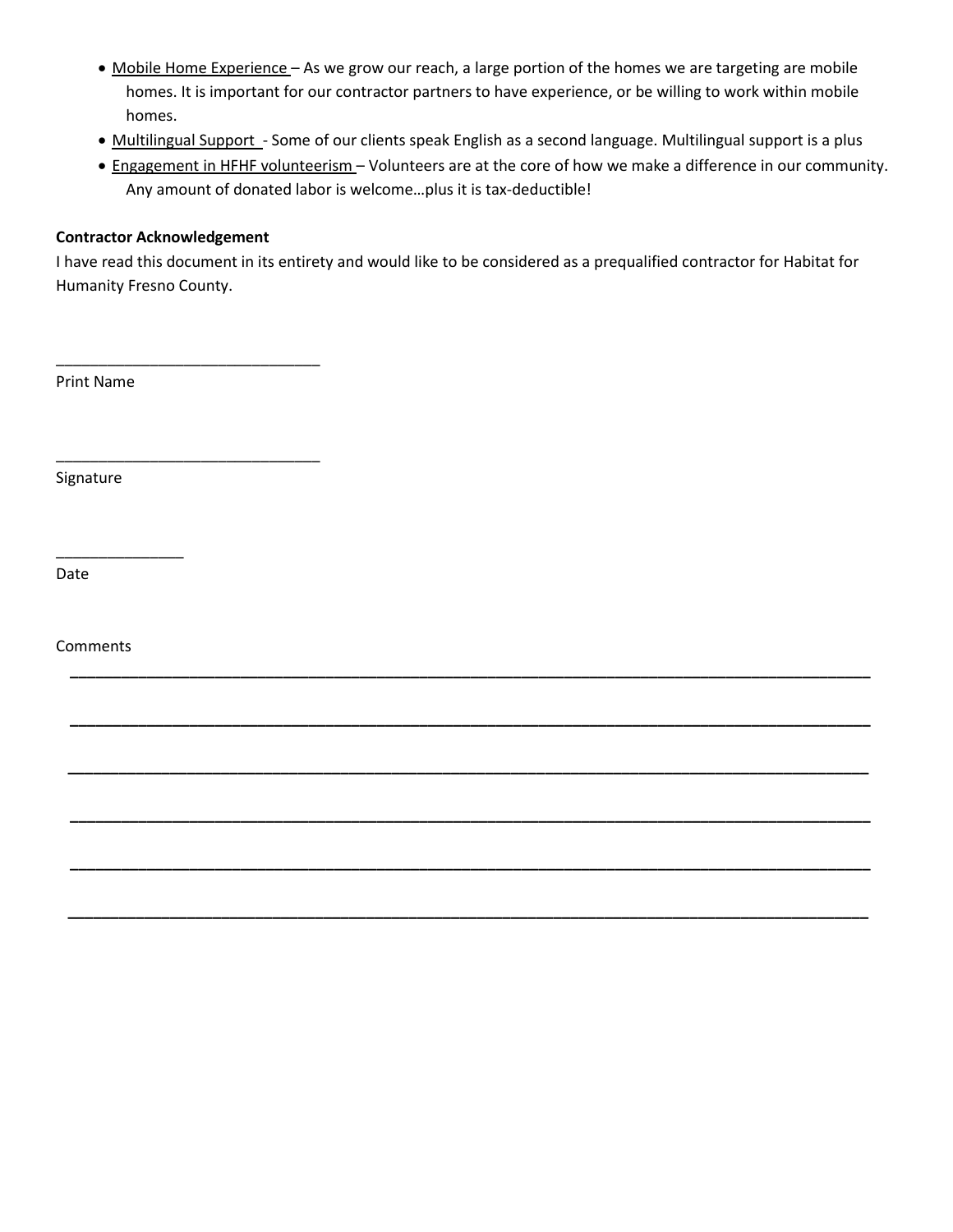- <u>Mobile Home Experience</u> – As we grow our reach, a large portion of the homes we are targeting are mobile homes. It is important for our contractor partners to have experience, or be willing to work within mobile homes.
- <u>Multilingual Support</u> - Some of our clients speak English as a second language. Multilingual support is a plus
- <u>Engagement in HFHF volunteerism</u> – Volunteers are at the core of how we make a difference in our community. Any amount of donated labor is welcome…plus it is tax-deductible!

**Contractor Acknowledgement**

I have read this document in its entirety and would like to be considered as a prequalified contractor for Habitat for Humanity Fresno County.

_______________________________

Print Name

_______________________________

Signature

_______________

Date

Comments

______________________________________________________________________________________

______________________________________________________________________________________

______________________________________________________________________________________

______________________________________________________________________________________

______________________________________________________________________________________

______________________________________________________________________________________